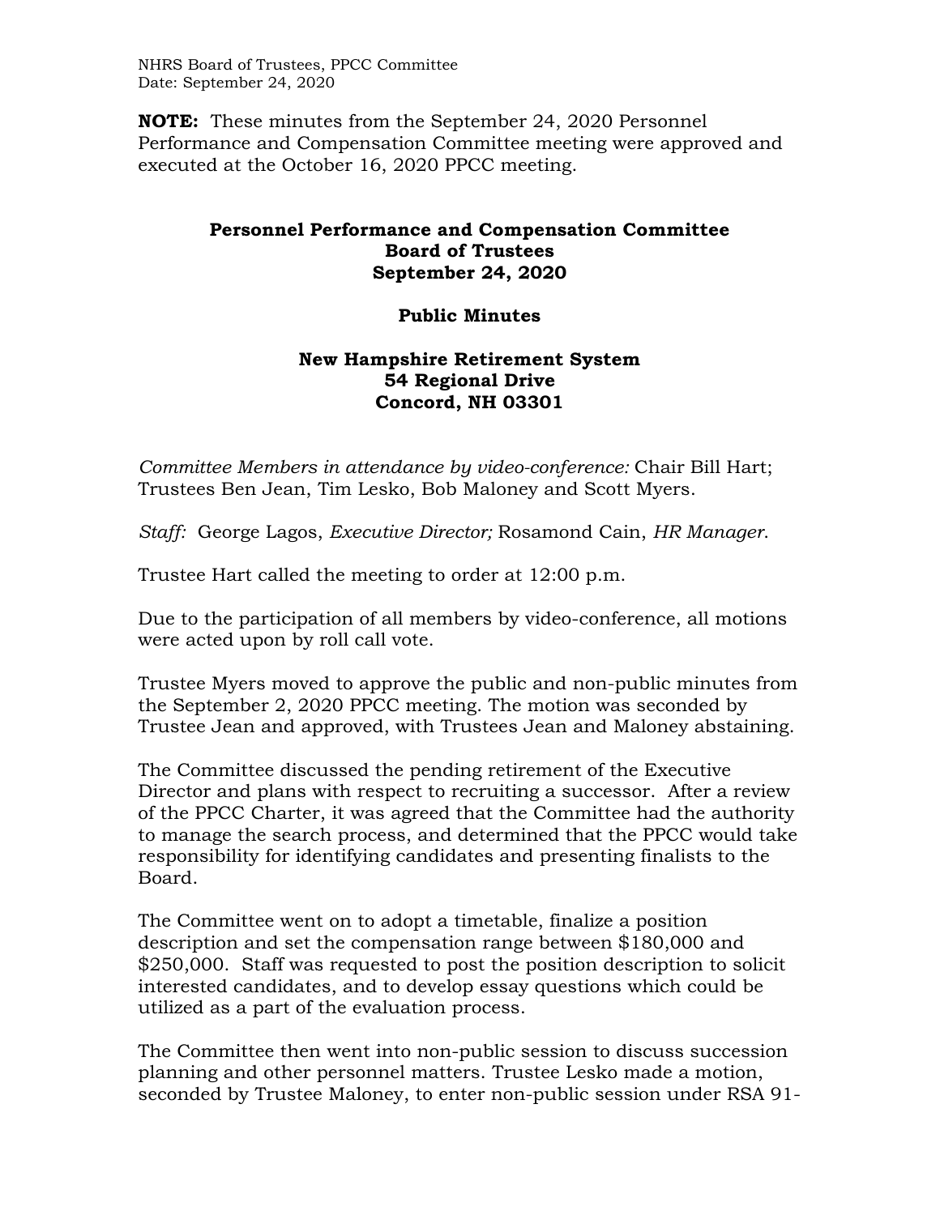**NOTE:** These minutes from the September 24, 2020 Personnel Performance and Compensation Committee meeting were approved and executed at the October 16, 2020 PPCC meeting.

# Personnel Performance and Compensation Committee
## Board of Trustees
## September 24, 2020

## Public Minutes

### New Hampshire Retirement System
### 54 Regional Drive
### Concord, NH 03301

*Committee Members in attendance by video-conference:* Chair Bill Hart; Trustees Ben Jean, Tim Lesko, Bob Maloney and Scott Myers.

*Staff:* George Lagos, *Executive Director;* Rosamond Cain, *HR Manager*.

Trustee Hart called the meeting to order at 12:00 p.m.

Due to the participation of all members by video-conference, all motions were acted upon by roll call vote.

Trustee Myers moved to approve the public and non-public minutes from the September 2, 2020 PPCC meeting. The motion was seconded by Trustee Jean and approved, with Trustees Jean and Maloney abstaining.

The Committee discussed the pending retirement of the Executive Director and plans with respect to recruiting a successor. After a review of the PPCC Charter, it was agreed that the Committee had the authority to manage the search process, and determined that the PPCC would take responsibility for identifying candidates and presenting finalists to the Board.

The Committee went on to adopt a timetable, finalize a position description and set the compensation range between $180,000 and $250,000. Staff was requested to post the position description to solicit interested candidates, and to develop essay questions which could be utilized as a part of the evaluation process.

The Committee then went into non-public session to discuss succession planning and other personnel matters. Trustee Lesko made a motion, seconded by Trustee Maloney, to enter non-public session under RSA 91-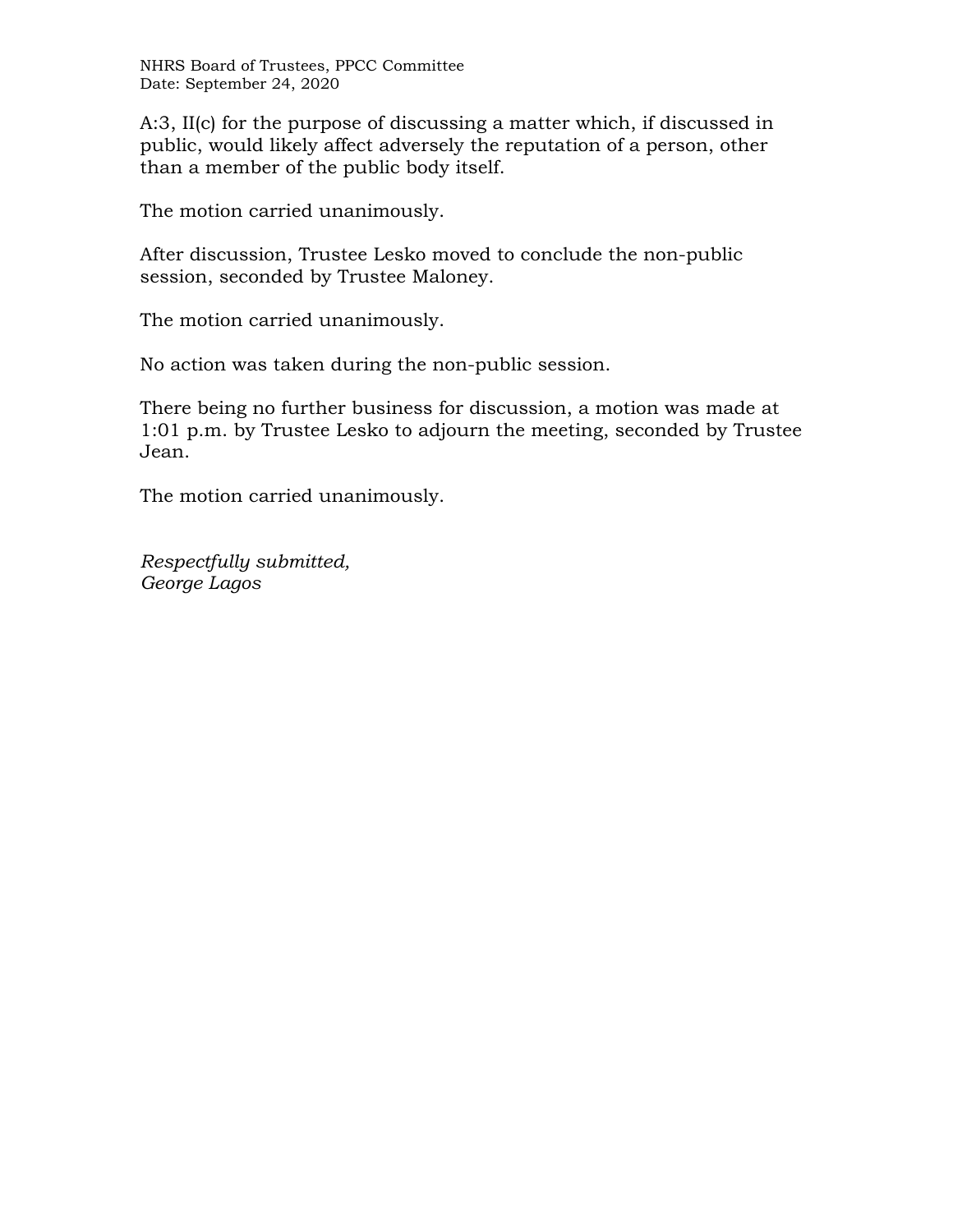A:3, II(c) for the purpose of discussing a matter which, if discussed in public, would likely affect adversely the reputation of a person, other than a member of the public body itself.

The motion carried unanimously.

After discussion, Trustee Lesko moved to conclude the non-public session, seconded by Trustee Maloney.

The motion carried unanimously.

No action was taken during the non-public session.

There being no further business for discussion, a motion was made at 1:01 p.m. by Trustee Lesko to adjourn the meeting, seconded by Trustee Jean.

The motion carried unanimously.

*Respectfully submitted,*
*George Lagos*